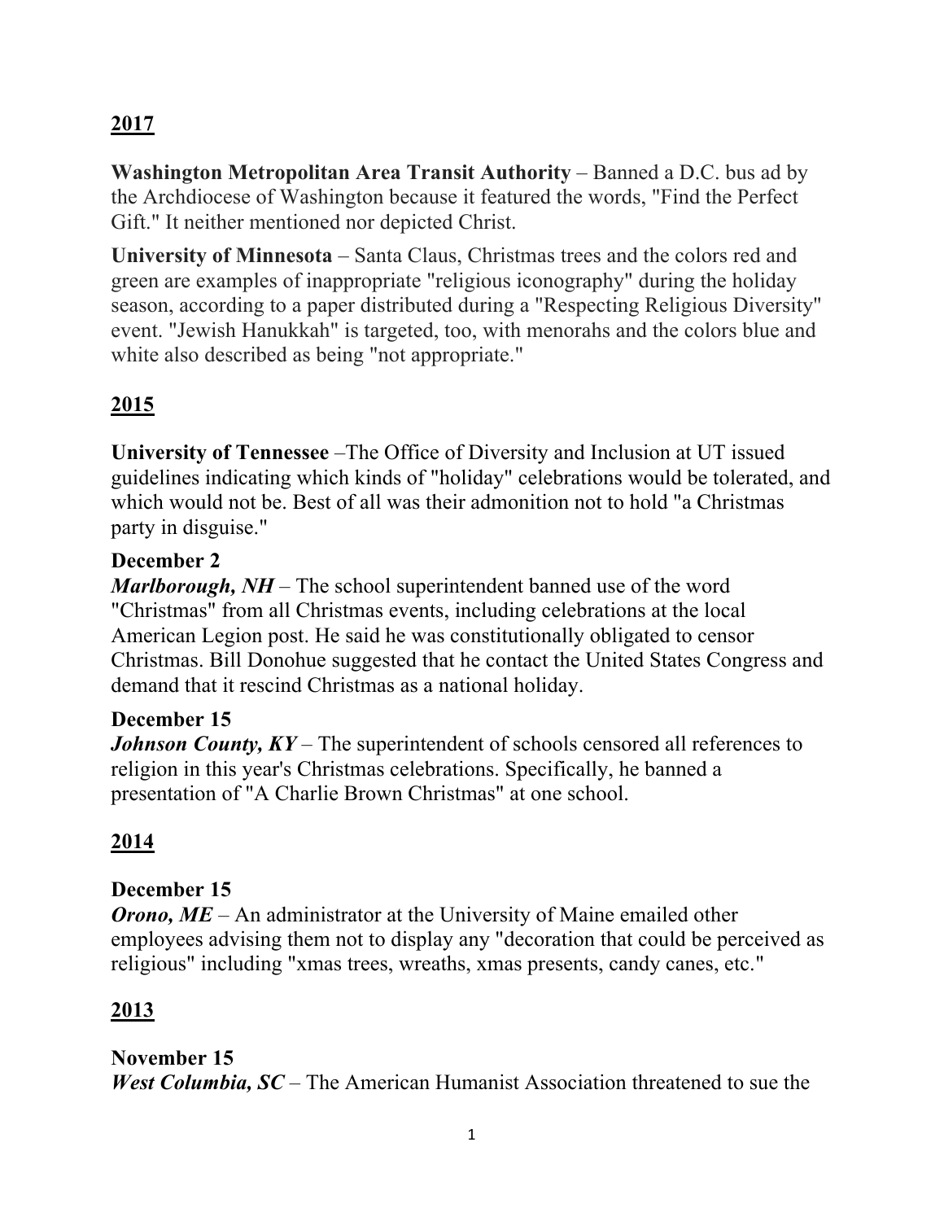## 2017

**Washington Metropolitan Area Transit Authority** – Banned a D.C. bus ad by the Archdiocese of Washington because it featured the words, "Find the Perfect Gift." It neither mentioned nor depicted Christ.

**University of Minnesota** – Santa Claus, Christmas trees and the colors red and green are examples of inappropriate "religious iconography" during the holiday season, according to a paper distributed during a "Respecting Religious Diversity" event. "Jewish Hanukkah" is targeted, too, with menorahs and the colors blue and white also described as being "not appropriate."

## 2015

**University of Tennessee** –The Office of Diversity and Inclusion at UT issued guidelines indicating which kinds of "holiday" celebrations would be tolerated, and which would not be. Best of all was their admonition not to hold "a Christmas party in disguise."

**December 2**
***Marlborough, NH*** – The school superintendent banned use of the word "Christmas" from all Christmas events, including celebrations at the local American Legion post. He said he was constitutionally obligated to censor Christmas. Bill Donohue suggested that he contact the United States Congress and demand that it rescind Christmas as a national holiday.

**December 15**
***Johnson County, KY*** – The superintendent of schools censored all references to religion in this year's Christmas celebrations. Specifically, he banned a presentation of "A Charlie Brown Christmas" at one school.

## 2014

**December 15**
***Orono, ME*** – An administrator at the University of Maine emailed other employees advising them not to display any "decoration that could be perceived as religious" including "xmas trees, wreaths, xmas presents, candy canes, etc."

## 2013

**November 15**
***West Columbia, SC*** – The American Humanist Association threatened to sue the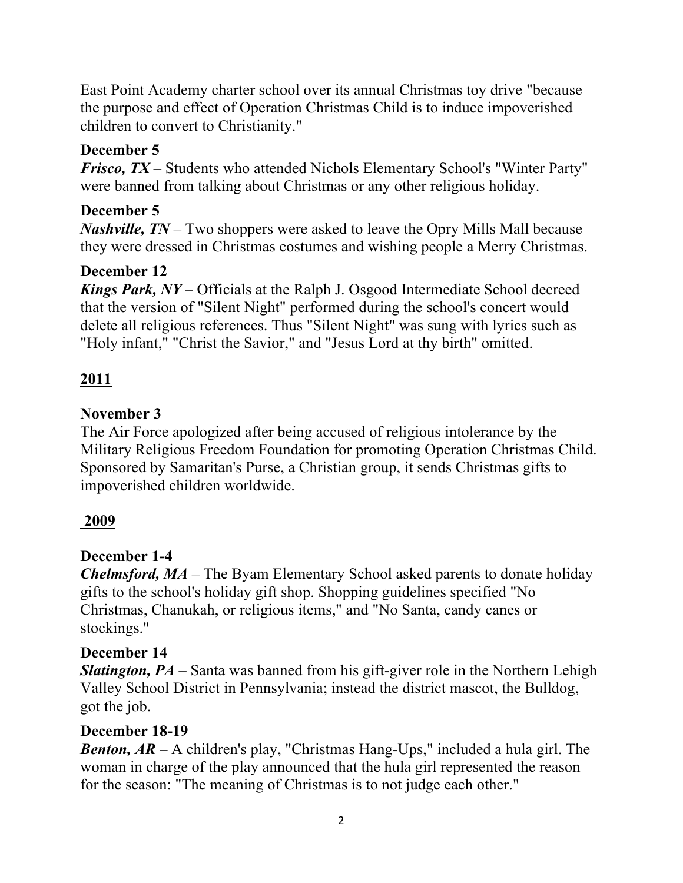East Point Academy charter school over its annual Christmas toy drive "because the purpose and effect of Operation Christmas Child is to induce impoverished children to convert to Christianity."

**December 5**
***Frisco, TX*** – Students who attended Nichols Elementary School's "Winter Party" were banned from talking about Christmas or any other religious holiday.

**December 5**
***Nashville, TN*** – Two shoppers were asked to leave the Opry Mills Mall because they were dressed in Christmas costumes and wishing people a Merry Christmas.

**December 12**
***Kings Park, NY*** – Officials at the Ralph J. Osgood Intermediate School decreed that the version of "Silent Night" performed during the school's concert would delete all religious references. Thus "Silent Night" was sung with lyrics such as "Holy infant," "Christ the Savior," and "Jesus Lord at thy birth" omitted.

## 2011

**November 3**
The Air Force apologized after being accused of religious intolerance by the Military Religious Freedom Foundation for promoting Operation Christmas Child. Sponsored by Samaritan's Purse, a Christian group, it sends Christmas gifts to impoverished children worldwide.

## 2009

**December 1-4**
***Chelmsford, MA*** – The Byam Elementary School asked parents to donate holiday gifts to the school's holiday gift shop. Shopping guidelines specified "No Christmas, Chanukah, or religious items," and "No Santa, candy canes or stockings."

**December 14**
***Slatington, PA*** – Santa was banned from his gift-giver role in the Northern Lehigh Valley School District in Pennsylvania; instead the district mascot, the Bulldog, got the job.

**December 18-19**
***Benton, AR*** – A children's play, "Christmas Hang-Ups," included a hula girl. The woman in charge of the play announced that the hula girl represented the reason for the season: "The meaning of Christmas is to not judge each other."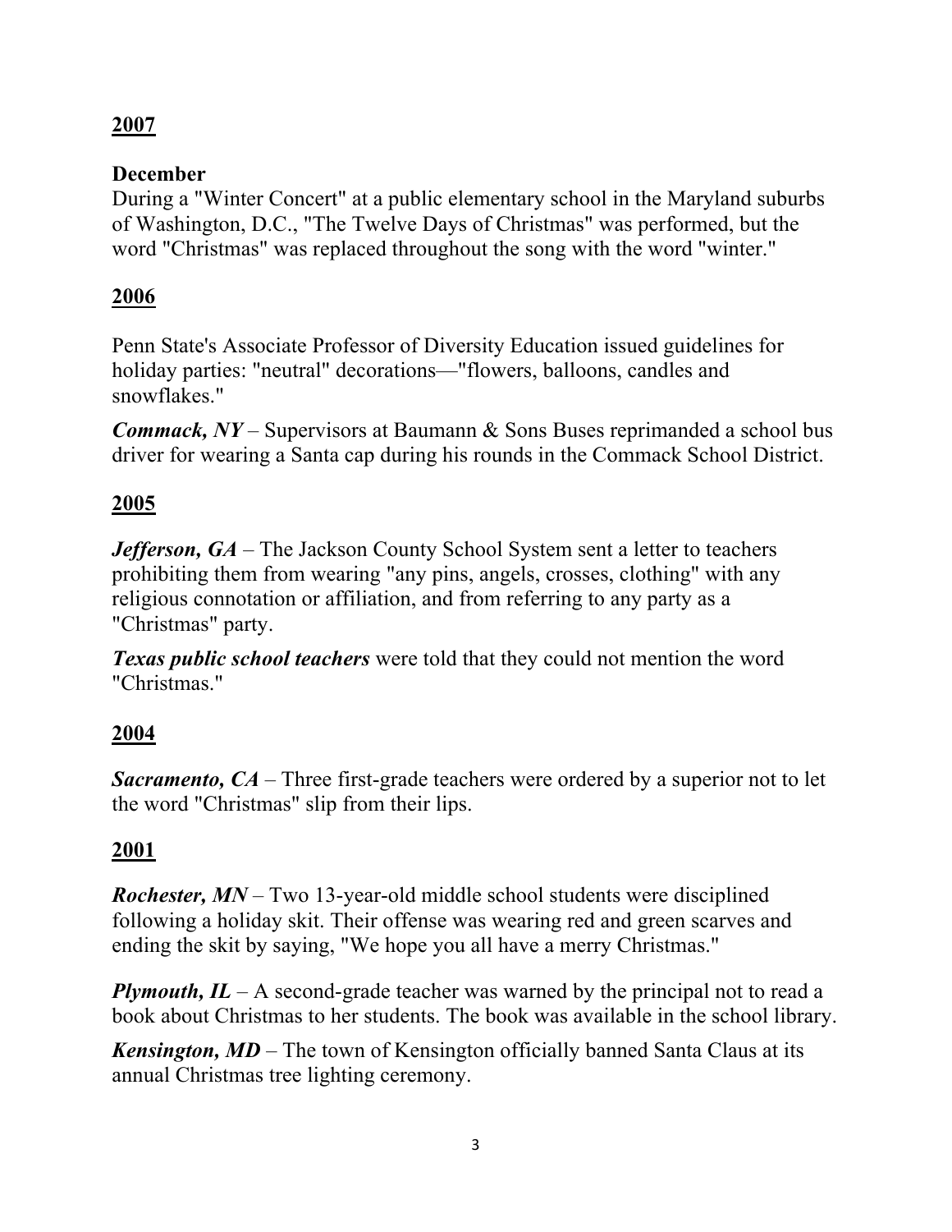## **2007**

**December**

During a "Winter Concert" at a public elementary school in the Maryland suburbs of Washington, D.C., "The Twelve Days of Christmas" was performed, but the word "Christmas" was replaced throughout the song with the word "winter."

## **2006**

Penn State's Associate Professor of Diversity Education issued guidelines for holiday parties: "neutral" decorations—"flowers, balloons, candles and snowflakes."

***Commack, NY*** – Supervisors at Baumann & Sons Buses reprimanded a school bus driver for wearing a Santa cap during his rounds in the Commack School District.

## **2005**

***Jefferson, GA*** – The Jackson County School System sent a letter to teachers prohibiting them from wearing "any pins, angels, crosses, clothing" with any religious connotation or affiliation, and from referring to any party as a "Christmas" party.

***Texas public school teachers*** were told that they could not mention the word "Christmas."

## **2004**

***Sacramento, CA*** – Three first-grade teachers were ordered by a superior not to let the word "Christmas" slip from their lips.

## **2001**

***Rochester, MN*** – Two 13-year-old middle school students were disciplined following a holiday skit. Their offense was wearing red and green scarves and ending the skit by saying, "We hope you all have a merry Christmas."

***Plymouth, IL*** – A second-grade teacher was warned by the principal not to read a book about Christmas to her students. The book was available in the school library.

***Kensington, MD*** – The town of Kensington officially banned Santa Claus at its annual Christmas tree lighting ceremony.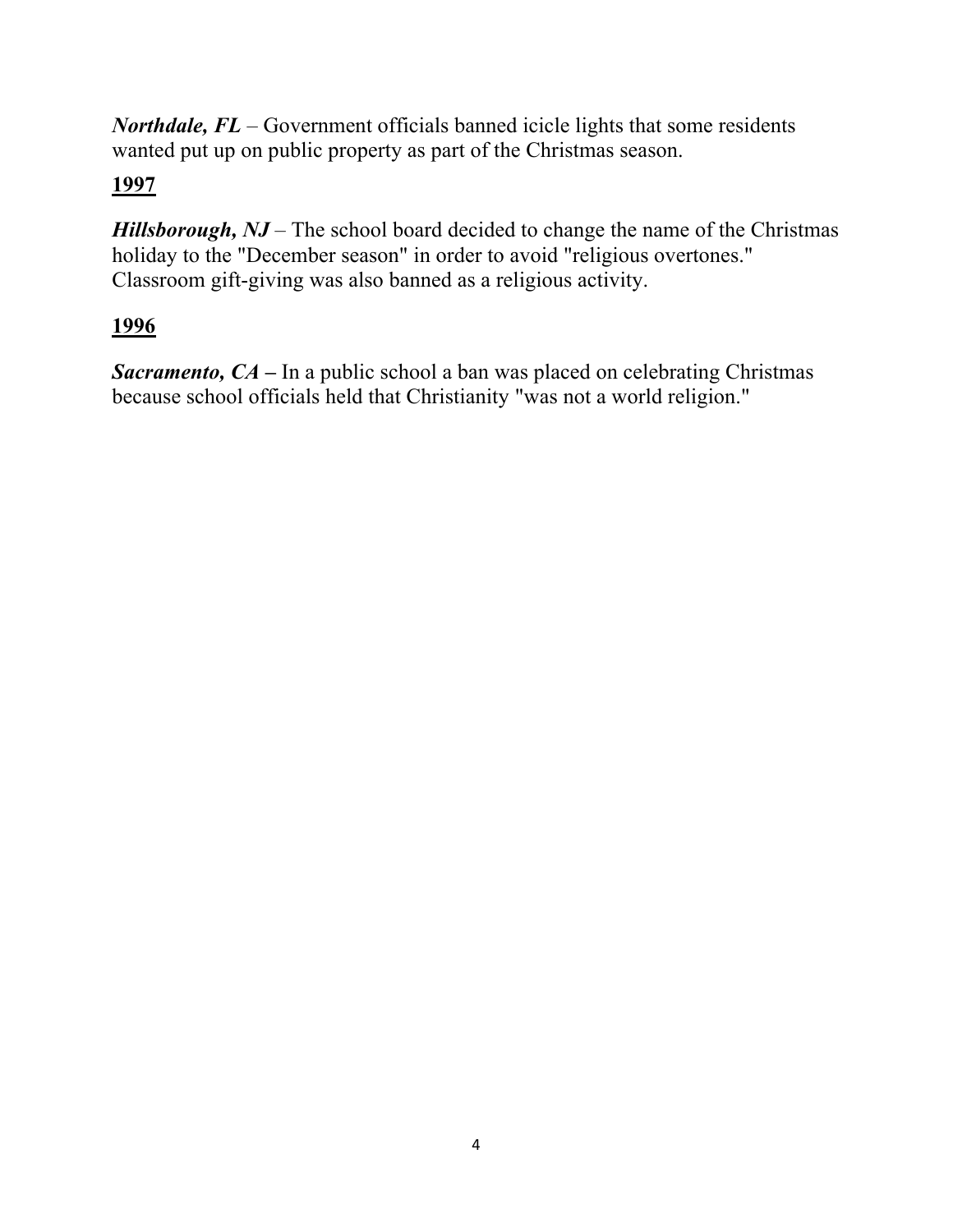***Northdale, FL*** – Government officials banned icicle lights that some residents wanted put up on public property as part of the Christmas season.

**1997**

***Hillsborough, NJ*** – The school board decided to change the name of the Christmas holiday to the "December season" in order to avoid "religious overtones." Classroom gift-giving was also banned as a religious activity.

**1996**

***Sacramento, CA*** **–** In a public school a ban was placed on celebrating Christmas because school officials held that Christianity "was not a world religion."